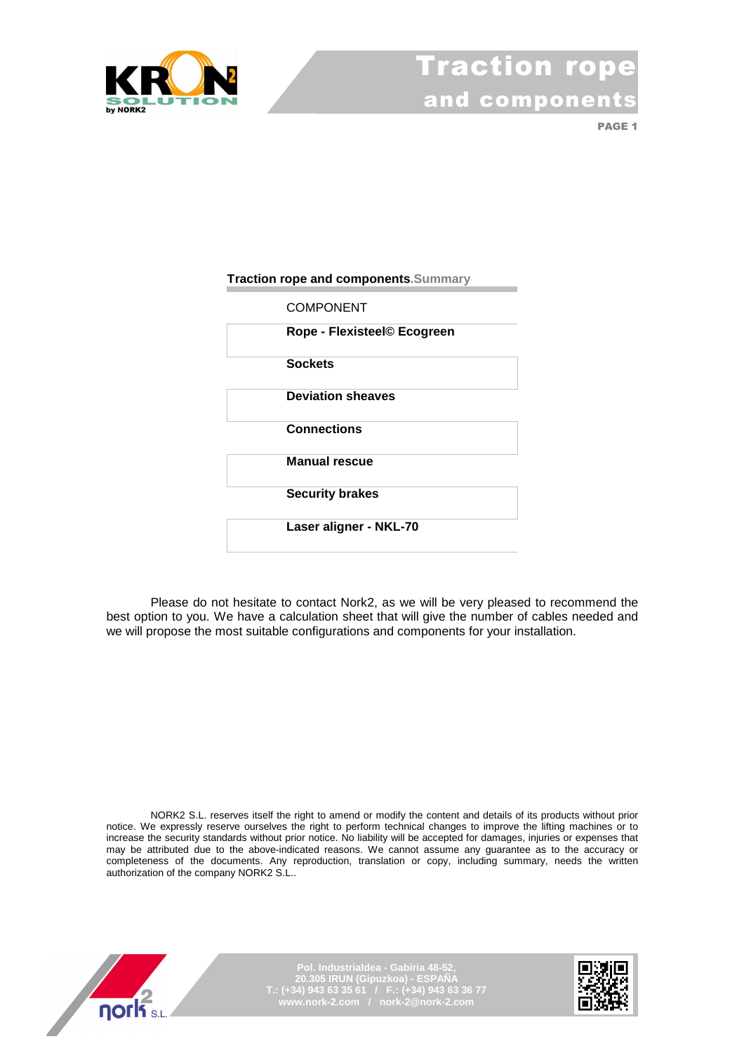# Traction rope and components

## Traction rope and components.Summary

| COMPONENT |
| --- |
| **Rope - Flexisteel© Ecogreen** |
| **Sockets** |
| **Deviation sheaves** |
| **Connections** |
| **Manual rescue** |
| **Security brakes** |
| **Laser aligner - NKL-70** |

Please do not hesitate to contact Nork2, as we will be very pleased to recommend the best option to you. We have a calculation sheet that will give the number of cables needed and we will propose the most suitable configurations and components for your installation.

NORK2 S.L. reserves itself the right to amend or modify the content and details of its products without prior notice. We expressly reserve ourselves the right to perform technical changes to improve the lifting machines or to increase the security standards without prior notice. No liability will be accepted for damages, injuries or expenses that may be attributed due to the above-indicated reasons. We cannot assume any guarantee as to the accuracy or completeness of the documents. Any reproduction, translation or copy, including summary, needs the written authorization of the company NORK2 S.L..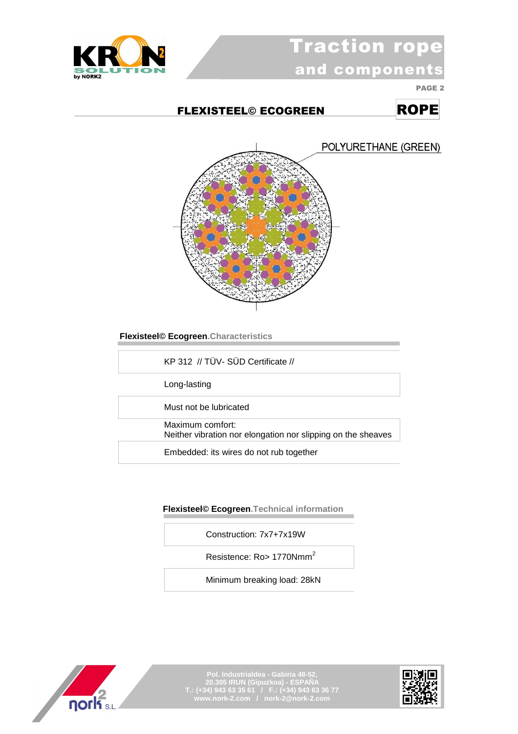# Traction rope and components

## FLEXISTEEL© ECOGREEN — ROPE

POLYURETHANE (GREEN)

### Flexisteel© Ecogreen.Characteristics

| |
|---|
| KP 312 // TÜV- SÜD Certificate // |
| Long-lasting |
| Must not be lubricated |
| Maximum comfort:<br>Neither vibration nor elongation nor slipping on the sheaves |
| Embedded: its wires do not rub together |

### Flexisteel© Ecogreen.Technical information

| |
|---|
| Construction: 7x7+7x19W |
| Resistence: Ro> 1770Nmm$^2$ |
| Minimum breaking load: 28kN |

Pol. Industrialdea - Gabiria 48-52,
20.305 IRUN (Gipuzkoa) - ESPAÑA
T.: (+34) 943 63 35 61 / F.: (+34) 943 63 36 77
www.nork-2.com / nork-2@nork-2.com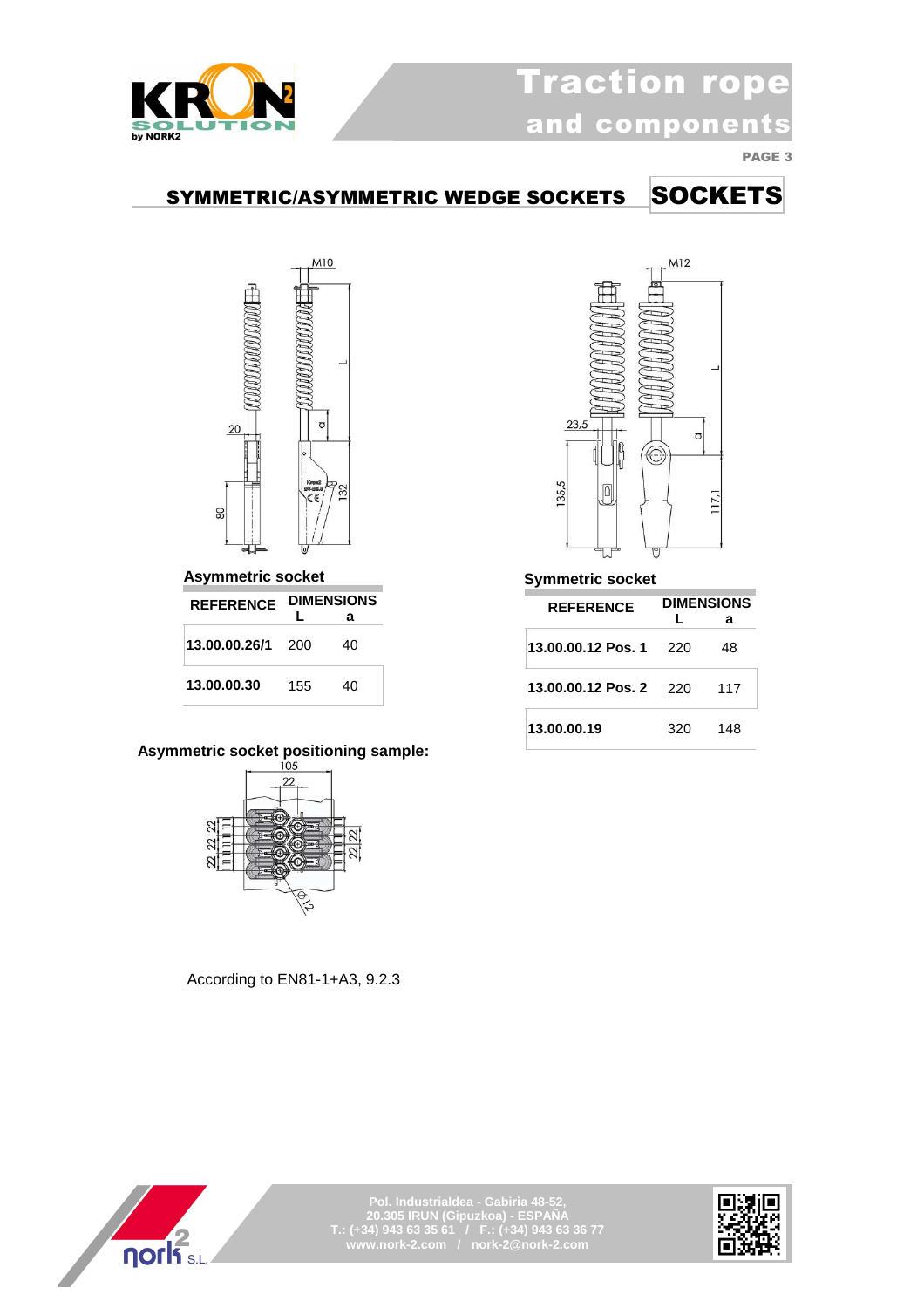## SYMMETRIC/ASYMMETRIC WEDGE SOCKETS

# SOCKETS

### Asymmetric socket

| REFERENCE | DIMENSIONS L | a |
|---|---|---|
| 13.00.00.26/1 | 200 | 40 |
| 13.00.00.30 | 155 | 40 |

### Symmetric socket

| REFERENCE | DIMENSIONS L | a |
|---|---|---|
| 13.00.00.12 Pos. 1 | 220 | 48 |
| 13.00.00.12 Pos. 2 | 220 | 117 |
| 13.00.00.19 | 320 | 148 |

### Asymmetric socket positioning sample:

According to EN81-1+A3, 9.2.3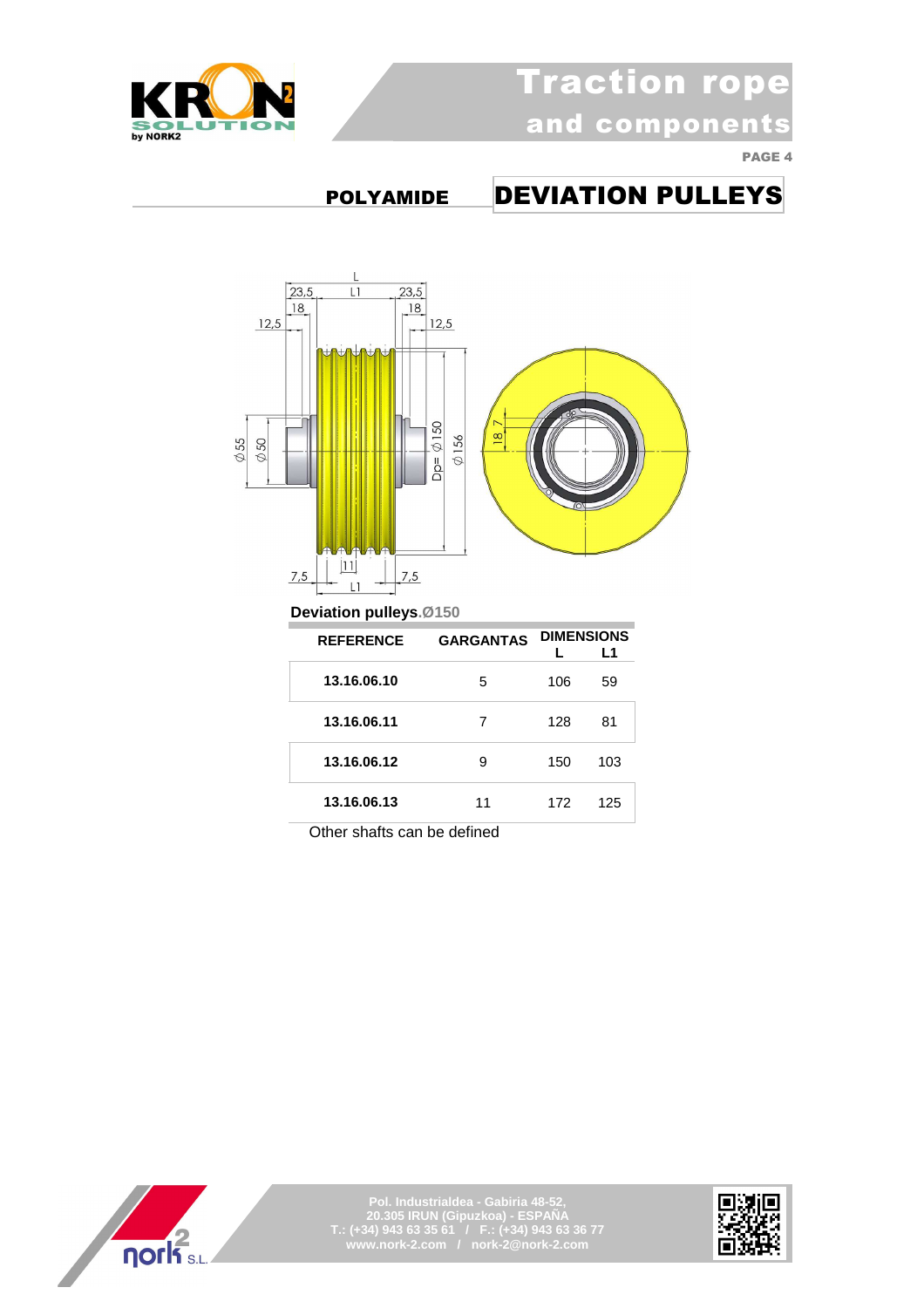## POLYAMIDE DEVIATION PULLEYS

**Deviation pulleys.Ø150**

| REFERENCE | GARGANTAS | DIMENSIONS L | DIMENSIONS L1 |
|---|---|---|---|
| **13.16.06.10** | 5 | 106 | 59 |
| **13.16.06.11** | 7 | 128 | 81 |
| **13.16.06.12** | 9 | 150 | 103 |
| **13.16.06.13** | 11 | 172 | 125 |

Other shafts can be defined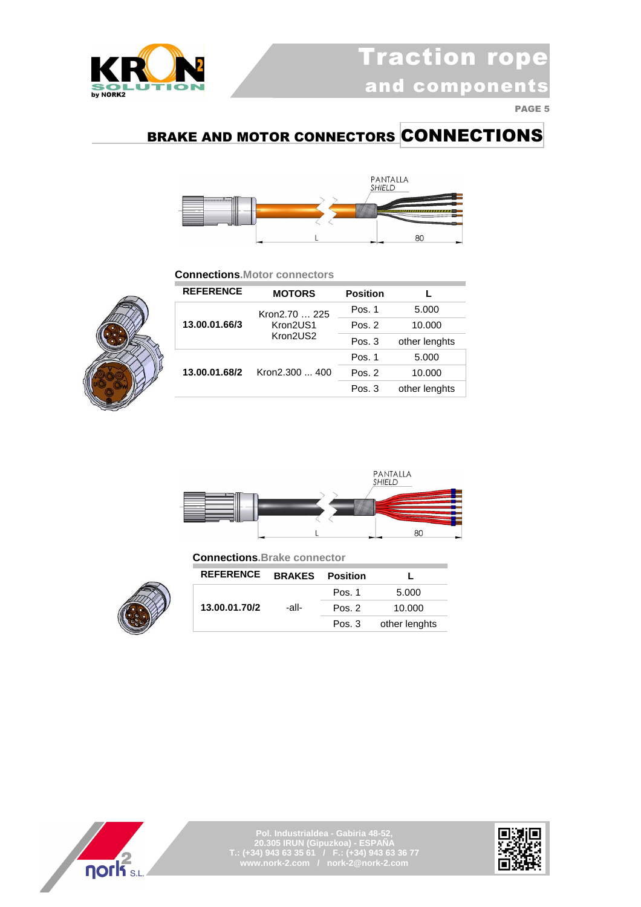## BRAKE AND MOTOR CONNECTORS CONNECTIONS

PANTALLA
SHIELD

L 80

**Connections**.Motor connectors

| REFERENCE | MOTORS | Position | L |
|---|---|---|---|
| **13.00.01.66/3** | Kron2.70 … 225<br>Kron2US1<br>Kron2US2 | Pos. 1 | 5.000 |
| | | Pos. 2 | 10.000 |
| | | Pos. 3 | other lenghts |
| **13.00.01.68/2** | Kron2.300 ... 400 | Pos. 1 | 5.000 |
| | | Pos. 2 | 10.000 |
| | | Pos. 3 | other lenghts |

PANTALLA
SHIELD

L 80

**Connections**.Brake connector

| REFERENCE | BRAKES | Position | L |
|---|---|---|---|
| **13.00.01.70/2** | -all- | Pos. 1 | 5.000 |
| | | Pos. 2 | 10.000 |
| | | Pos. 3 | other lenghts |

Pol. Industrialdea - Gabiria 48-52,
20.305 IRUN (Gipuzkoa) - ESPAÑA
T.: (+34) 943 63 35 61 / F.: (+34) 943 63 36 77
www.nork-2.com / nork-2@nork-2.com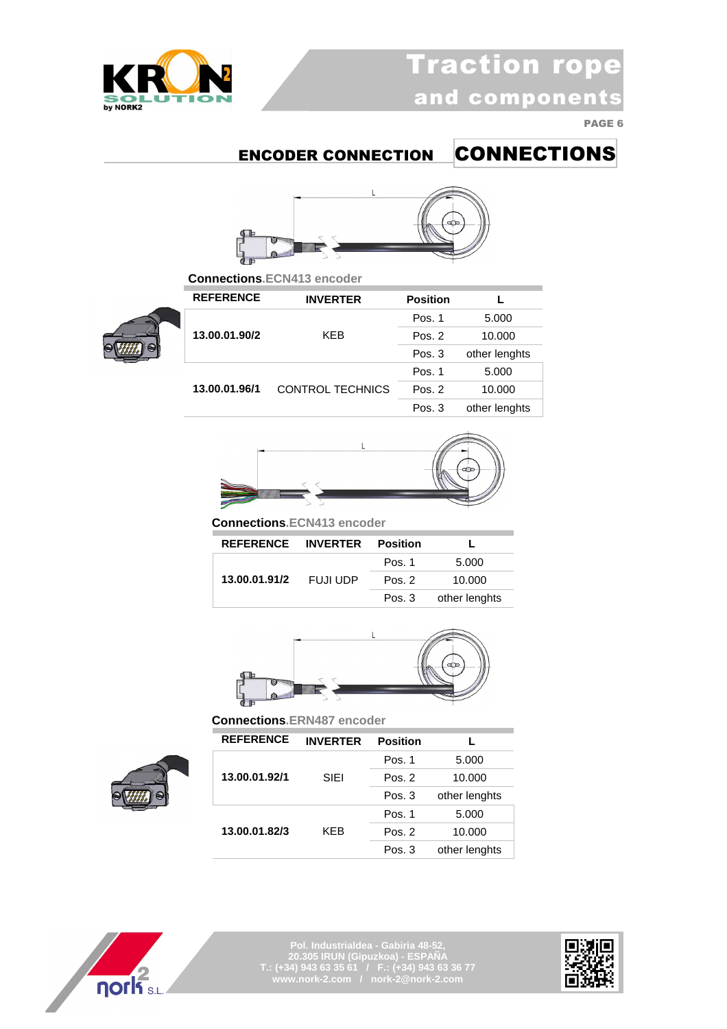## ENCODER CONNECTION

# CONNECTIONS

L

**Connections**.ECN413 encoder

| REFERENCE | INVERTER | Position | L |
|---|---|---|---|
| 13.00.01.90/2 | KEB | Pos. 1 | 5.000 |
| | | Pos. 2 | 10.000 |
| | | Pos. 3 | other lenghts |
| 13.00.01.96/1 | CONTROL TECHNICS | Pos. 1 | 5.000 |
| | | Pos. 2 | 10.000 |
| | | Pos. 3 | other lenghts |

L

**Connections**.ECN413 encoder

| REFERENCE | INVERTER | Position | L |
|---|---|---|---|
| 13.00.01.91/2 | FUJI UDP | Pos. 1 | 5.000 |
| | | Pos. 2 | 10.000 |
| | | Pos. 3 | other lenghts |

L

**Connections**.ERN487 encoder

| REFERENCE | INVERTER | Position | L |
|---|---|---|---|
| 13.00.01.92/1 | SIEI | Pos. 1 | 5.000 |
| | | Pos. 2 | 10.000 |
| | | Pos. 3 | other lenghts |
| 13.00.01.82/3 | KEB | Pos. 1 | 5.000 |
| | | Pos. 2 | 10.000 |
| | | Pos. 3 | other lenghts |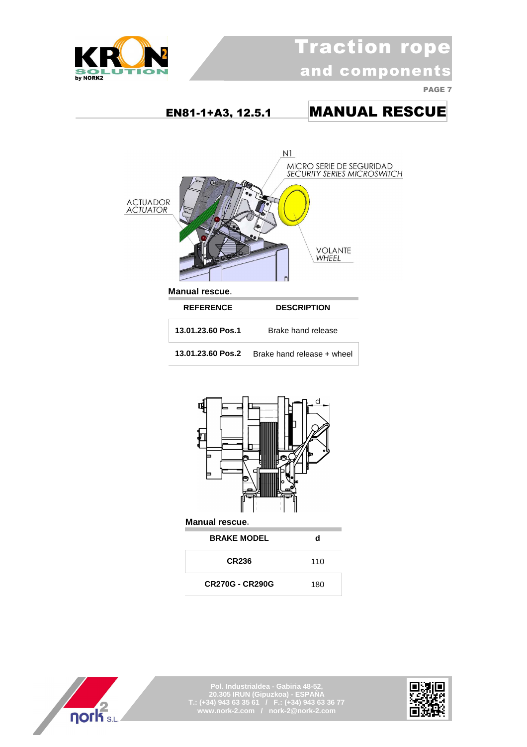## EN81-1+A3, 12.5.1

# MANUAL RESCUE

N1

MICRO SERIE DE SEGURIDAD
*SECURITY SERIES MICROSWITCH*

ACTUADOR
*ACTUATOR*

VOLANTE
*WHEEL*

**Manual rescue.**

| REFERENCE | DESCRIPTION |
|---|---|
| **13.01.23.60 Pos.1** | Brake hand release |
| **13.01.23.60 Pos.2** | Brake hand release + wheel |

d

**Manual rescue.**

| BRAKE MODEL | d |
|---|---|
| **CR236** | 110 |
| **CR270G - CR290G** | 180 |

Pol. Industrialdea - Gabiria 48-52,
20.305 IRUN (Gipuzkoa) - ESPAÑA
T.: (+34) 943 63 35 61 / F.: (+34) 943 63 36 77
www.nork-2.com / nork-2@nork-2.com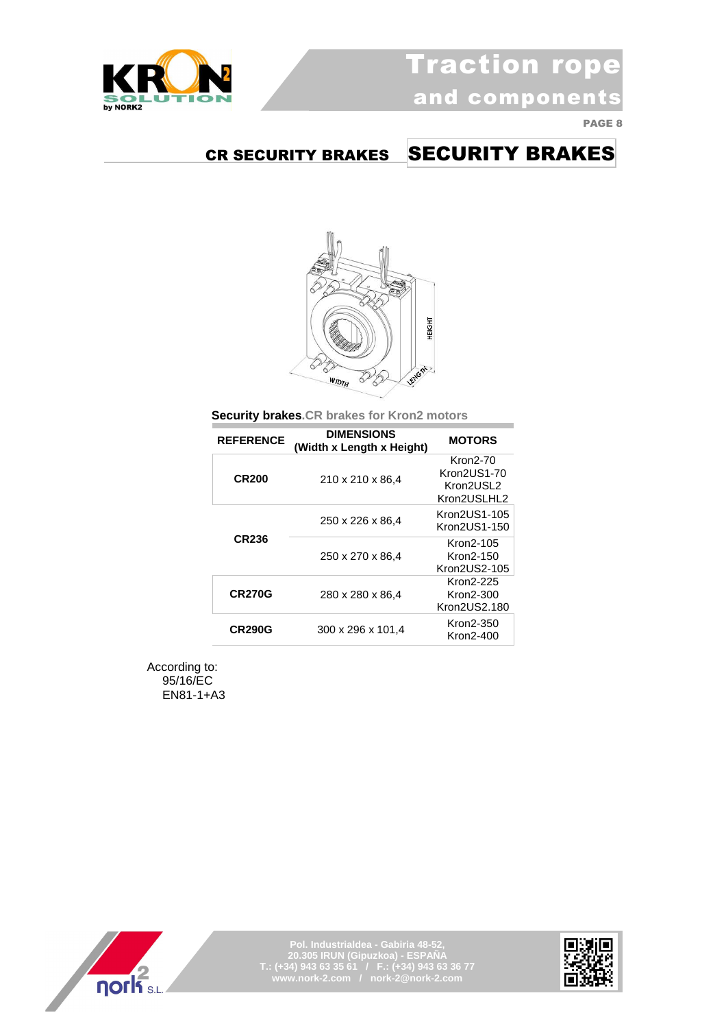## CR SECURITY BRAKES

# SECURITY BRAKES

**Security brakes**.CR brakes for Kron2 motors

| REFERENCE | DIMENSIONS (Width x Length x Height) | MOTORS |
|---|---|---|
| **CR200** | 210 x 210 x 86,4 | Kron2-70<br>Kron2US1-70<br>Kron2USL2<br>Kron2USLHL2 |
| **CR236** | 250 x 226 x 86,4 | Kron2US1-105<br>Kron2US1-150 |
| | 250 x 270 x 86,4 | Kron2-105<br>Kron2-150<br>Kron2US2-105 |
| **CR270G** | 280 x 280 x 86,4 | Kron2-225<br>Kron2-300<br>Kron2US2.180 |
| **CR290G** | 300 x 296 x 101,4 | Kron2-350<br>Kron2-400 |

According to:
- 95/16/EC
- EN81-1+A3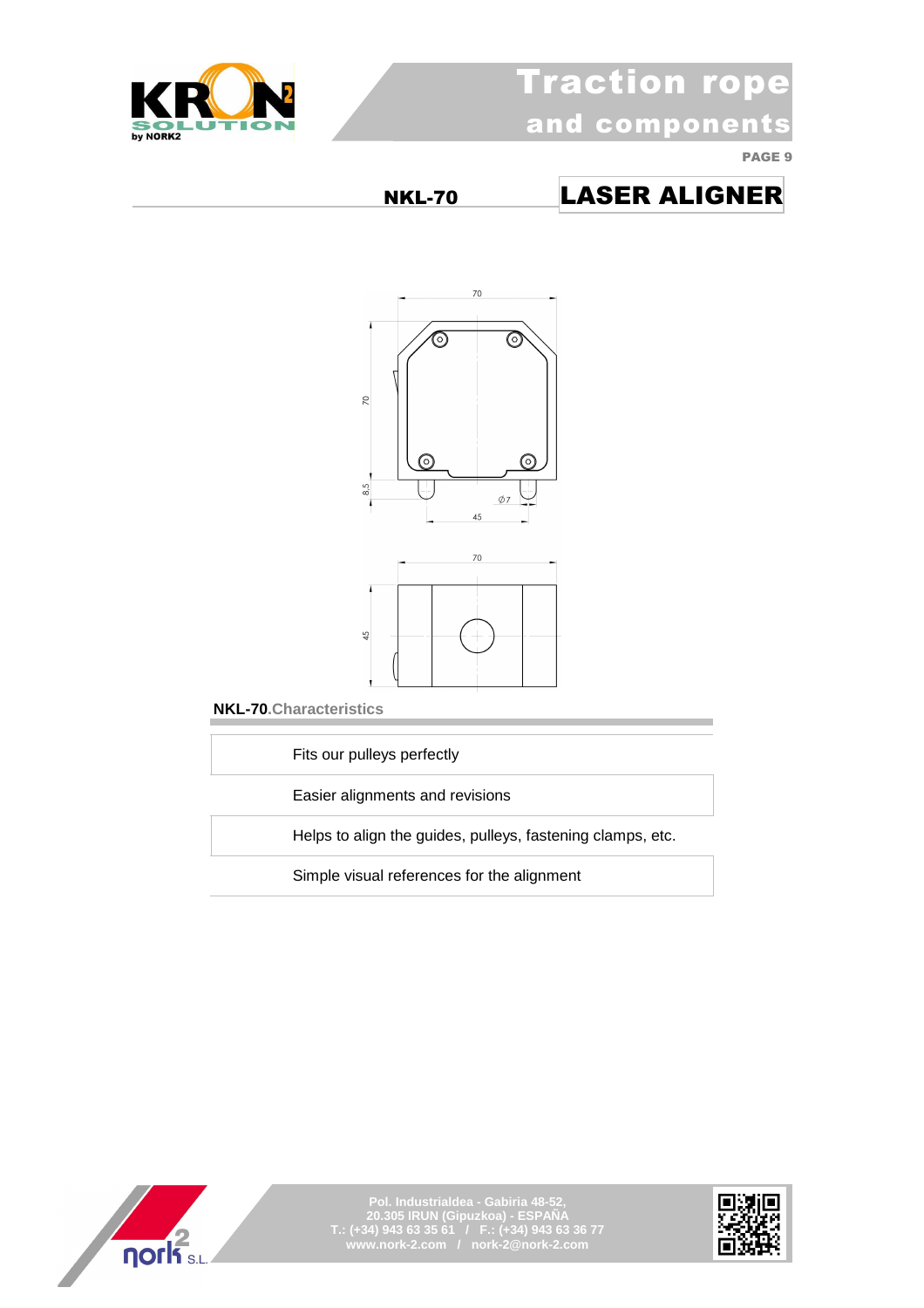## NKL-70 LASER ALIGNER

70

70

8.5

Ø7

45

70

45

**NKL-70**.Characteristics

| |
|---|
| Fits our pulleys perfectly |
| Easier alignments and revisions |
| Helps to align the guides, pulleys, fastening clamps, etc. |
| Simple visual references for the alignment |

Pol. Industrialdea - Gabiria 48-52,
20.305 IRUN (Gipuzkoa) - ESPAÑA
T.: (+34) 943 63 35 61 / F.: (+34) 943 63 36 77
www.nork-2.com / nork-2@nork-2.com